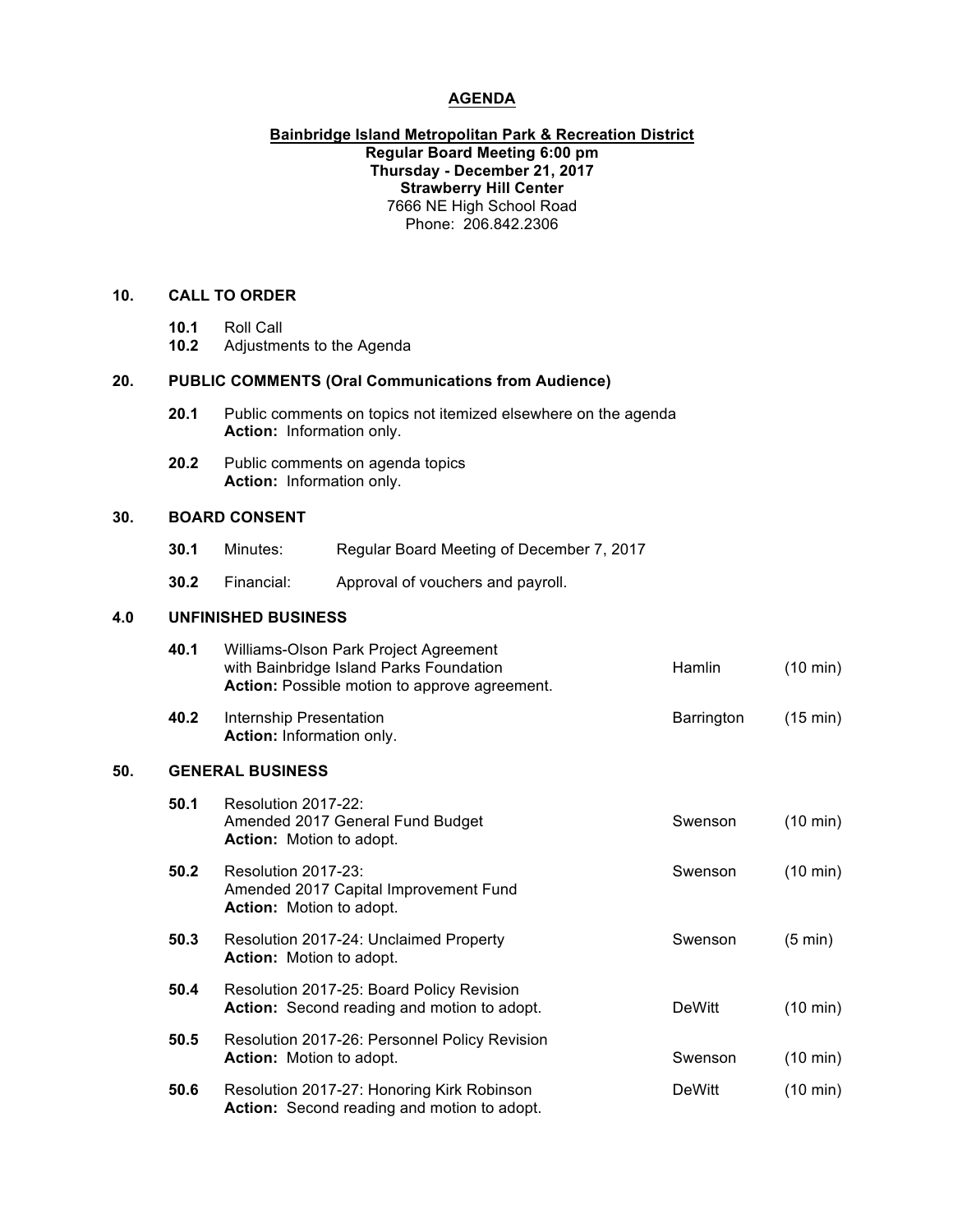# AGENDA

## Bainbridge Island Metropolitan Park & Recreation District

**Regular Board Meeting 6:00 pm**
**Thursday - December 21, 2017**
**Strawberry Hill Center**
7666 NE High School Road
Phone: 206.842.2306

### 10. CALL TO ORDER

**10.1** Roll Call
**10.2** Adjustments to the Agenda

### 20. PUBLIC COMMENTS (Oral Communications from Audience)

**20.1** Public comments on topics not itemized elsewhere on the agenda
**Action:** Information only.

**20.2** Public comments on agenda topics
**Action:** Information only.

### 30. BOARD CONSENT

**30.1** Minutes: Regular Board Meeting of December 7, 2017

**30.2** Financial: Approval of vouchers and payroll.

### 4.0 UNFINISHED BUSINESS

**40.1** Williams-Olson Park Project Agreement with Bainbridge Island Parks Foundation — Hamlin (10 min)
**Action:** Possible motion to approve agreement.

**40.2** Internship Presentation — Barrington (15 min)
**Action:** Information only.

### 50. GENERAL BUSINESS

**50.1** Resolution 2017-22: Amended 2017 General Fund Budget — Swenson (10 min)
**Action:** Motion to adopt.

**50.2** Resolution 2017-23: Amended 2017 Capital Improvement Fund — Swenson (10 min)
**Action:** Motion to adopt.

**50.3** Resolution 2017-24: Unclaimed Property — Swenson (5 min)
**Action:** Motion to adopt.

**50.4** Resolution 2017-25: Board Policy Revision — DeWitt (10 min)
**Action:** Second reading and motion to adopt.

**50.5** Resolution 2017-26: Personnel Policy Revision — Swenson (10 min)
**Action:** Motion to adopt.

**50.6** Resolution 2017-27: Honoring Kirk Robinson — DeWitt (10 min)
**Action:** Second reading and motion to adopt.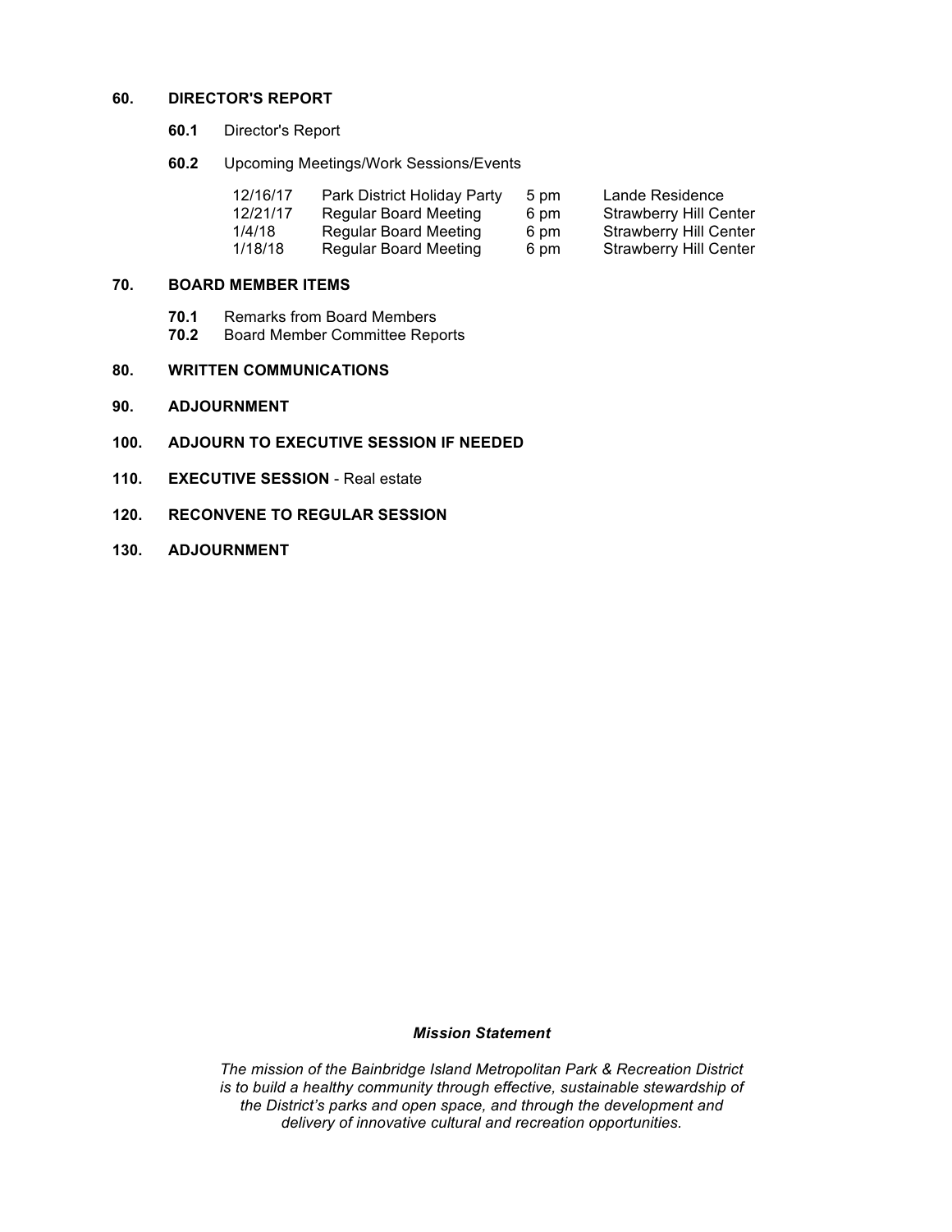**60. DIRECTOR'S REPORT**

**60.1** Director's Report

**60.2** Upcoming Meetings/Work Sessions/Events

| | | | |
|---|---|---|---|
| 12/16/17 | Park District Holiday Party | 5 pm | Lande Residence |
| 12/21/17 | Regular Board Meeting | 6 pm | Strawberry Hill Center |
| 1/4/18 | Regular Board Meeting | 6 pm | Strawberry Hill Center |
| 1/18/18 | Regular Board Meeting | 6 pm | Strawberry Hill Center |

**70. BOARD MEMBER ITEMS**

**70.1** Remarks from Board Members
**70.2** Board Member Committee Reports

**80. WRITTEN COMMUNICATIONS**

**90. ADJOURNMENT**

**100. ADJOURN TO EXECUTIVE SESSION IF NEEDED**

**110. EXECUTIVE SESSION** - Real estate

**120. RECONVENE TO REGULAR SESSION**

**130. ADJOURNMENT**

***Mission Statement***

*The mission of the Bainbridge Island Metropolitan Park & Recreation District is to build a healthy community through effective, sustainable stewardship of the District's parks and open space, and through the development and delivery of innovative cultural and recreation opportunities.*